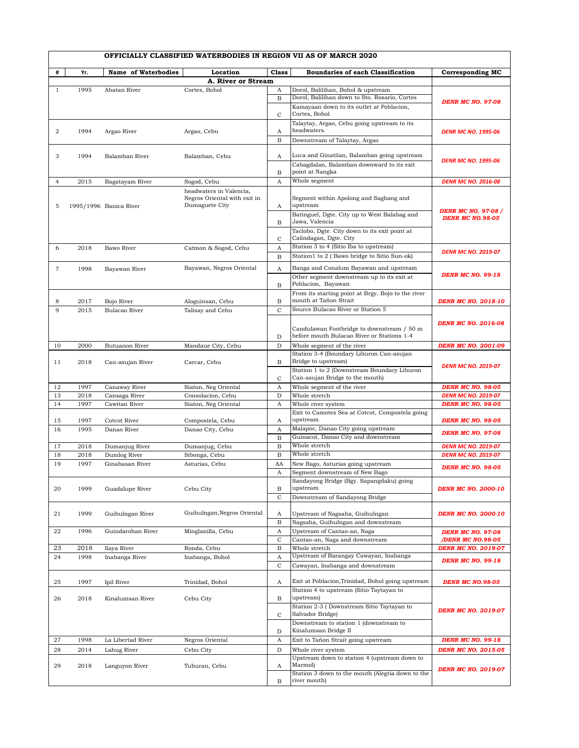## OFFICIALLY CLASSIFIED WATERBODIES IN REGION VII AS OF MARCH 2020

| # | Yr. | Name of Waterbodies | Location | Class | Boundaries of each Classification | Corresponding MC |
|---|---|---|---|---|---|---|
| | | | **A. River or Stream** | | | |
| 1 | 1995 | Abatan River | Cortes, Bohol | A | Dorol, Balilihan, Bohol & upstream | ***DENR MC NO. 97-08*** |
| | | | | B | Dorol, Balilihan down to Sto. Rosario, Cortes | |
| | | | | C | Kamayaan down to its outlet at Poblacion, Cortes, Bohol | |
| 2 | 1994 | Argao River | Argao, Cebu | A | Talaytay, Argao, Cebu going upstream to its headwaters. | ***DENR MC NO. 1995-06*** |
| | | | | B | Downstream of Talaytay, Argao | |
| 3 | 1994 | Balamban River | Balamban, Cebu | A | Luca and Ginatilan, Balamban going upstream | ***DENR MC NO. 1995-06*** |
| | | | | B | Cabagdalan, Balamban downward to its exit point at Nangka | |
| 4 | 2015 | Bagatayam River | Sogod, Cebu | A | Whole segment | ***DENR MC NO. 2016-08*** |
| 5 | 1995/1996 | Banica River | headwaters in Valencia, Negros Oriental with exit in Dumaguete City | A | Segment within Apolong and Sagbang and upstream | ***DENR MC NO. 97-08 / DENR MC NO.98-05*** |
| | | | | B | Batinguel, Dgte. City up to West Balabag and Jawa, Valencia | |
| | | | | C | Taclobo, Dgte. City down to its exit point at Calindagan, Dgte. City | |
| 6 | 2018 | Bawo River | Catmon & Sogod, Cebu | A | Station 3 to 4 (Sitio Iba to upstream) | ***DENR MC NO. 2019-07*** |
| | | | | B | Station1 to 2 ( Bawo bridge to Sitio Sun-ok) | |
| 7 | 1998 | Bayawan River | Bayawan, Negros Oriental | A | Banga and Conalum Bayawan and upstream | ***DENR MC NO. 99-18*** |
| | | | | B | Other segment downstream up to its exit at Poblacion, Bayawan | |
| 8 | 2017 | Bojo River | Aloguinsan, Cebu | B | From its starting point at Brgy. Bojo to the river mouth at Tañon Strait | ***DENR MC NO. 2018-10*** |
| 9 | 2015 | Bulacao River | Talisay and Cebu | C | Source Bulacao River or Station 5 | ***DENR MC NO. 2016-08*** |
| | | | | D | Candulawan Footbridge to downstream / 50 m before mouth Bulacao River or Stations 1-4 | |
| 10 | 2000 | Butuanon River | Mandaue City, Cebu | D | Whole segment of the river | ***DENR MC NO. 2001-09*** |
| 11 | 2018 | Can-asujan River | Carcar, Cebu | B | Station 3-4 (Boundary Liburon Can-asujan Bridge to upstream) | ***DENR MC NO. 2019-07*** |
| | | | | C | Station 1 to 2 (Downstream Boundary Liburon Can-asujan Bridge to the mouth) | |
| 12 | 1997 | Canaway River | Siaton, Neg Oriental | A | Whole segment of the river | ***DENR MC NO. 98-05*** |
| 13 | 2018 | Cansaga River | Consolacion, Cebu | D | Whole stretch | ***DENR MC NO. 2019-07*** |
| 14 | 1997 | Cawitan River | Siaton, Neg Oriental | A | Whole river system | ***DENR MC NO. 98-05*** |
| 15 | 1997 | Cotcot River | Compostela, Cebu | A | Exit to Camotes Sea at Cotcot, Compostela going upstream | ***DENR MC NO. 98-05*** |
| 16 | 1995 | Danao River | Danao City, Cebu | A | Malapoc, Danao City going upstream | ***DENR MC NO. 97-08*** |
| | | | | B | Guinacot, Danao City and downstream | |
| 17 | 2018 | Dumanjug River | Dumanjug, Cebu | B | Whole stretch | ***DENR MC NO. 2019-07*** |
| 18 | 2018 | Dumlog River | Sibonga, Cebu | B | Whole stretch | ***DENR MC NO. 2019-07*** |
| 19 | 1997 | Ginabasan River | Asturias, Cebu | AA | New Bago, Asturias going upstream | ***DENR MC NO. 98-05*** |
| | | | | A | Segment downstream of New Bago | |
| 20 | 1999 | Guadalupe River | Cebu City | B | Sandayong Bridge (Bgy. Sapangdaku) going upstream | ***DENR MC NO. 2000-10*** |
| | | | | C | Downstream of Sandayong Bridge | |
| 21 | 1999 | Guihulngan River | Guihulngan,Negros Oriental | A | Upstream of Nagsaha, Guihulngan | ***DENR MC NO. 2000-10*** |
| | | | | B | Nagsaha, Guihulngan and downstream | |
| 22 | 1996 | Guindarohan River | Minglanilla, Cebu | A | Upstream of Cantao-an, Naga | ***DENR MC NO. 97-08 /DENR MC NO.98-05*** |
| | | | | C | Cantao-an, Naga and downstream | |
| 23 | 2018 | Ilaya River | Ronda, Cebu | B | Whole stretch | ***DENR MC NO. 2019-07*** |
| 24 | 1998 | Inabanga River | Inabanga, Bohol | A | Upstream of Barangay Cawayan, Inabanga | ***DENR MC NO. 99-18*** |
| | | | | C | Cawayan, Inabanga and downstream | |
| 25 | 1997 | Ipil River | Trinidad, Bohol | A | Exit at Poblacion,Trinidad, Bohol going upstream | ***DENR MC NO.98-05*** |
| 26 | 2018 | Kinalumsan River | Cebu City | B | Station 4 to upstream (Sitio Taytayan to upstream) | ***DENR MC NO. 2019-07*** |
| | | | | C | Station 2-3 ( Downstream Sitio Taytayan to Salvador Bridge) | |
| | | | | D | Downstream to station 1 (downstream to Kinalumsan Bridge II | |
| 27 | 1998 | La Libertad River | Negros Oriental | A | Exit to Tañon Strait going upstream | ***DENR MC NO. 99-18*** |
| 28 | 2014 | Lahug River | Cebu City | D | Whole river system | ***DENR MC NO. 2015-05*** |
| 29 | 2018 | Languyon River | Tuburan, Cebu | A | Upstream down to station 4 (upstream down to Marmol) | ***DENR MC NO. 2019-07*** |
| | | | | B | Station 3 down to the mouth (Alegria down to the river mouth) | |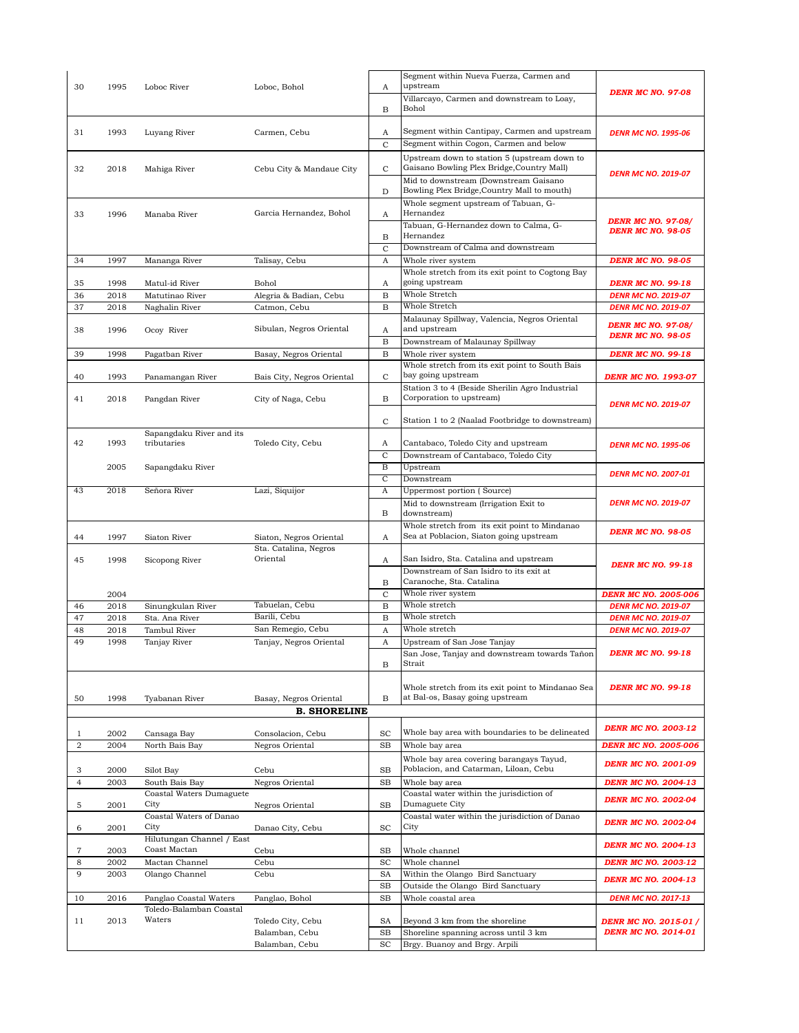| | | | | | | |
|---|---|---|---|---|---|---|
| 30 | 1995 | Loboc River | Loboc, Bohol | A | Segment within Nueva Fuerza, Carmen and upstream | ***DENR MC NO. 97-08*** |
| | | | | B | Villarcayo, Carmen and downstream to Loay, Bohol | |
| 31 | 1993 | Luyang River | Carmen, Cebu | A | Segment within Cantipay, Carmen and upstream | ***DENR MC NO. 1995-06*** |
| | | | | C | Segment within Cogon, Carmen and below | |
| 32 | 2018 | Mahiga River | Cebu City & Mandaue City | C | Upstream down to station 5 (upstream down to Gaisano Bowling Plex Bridge,Country Mall) | ***DENR MC NO. 2019-07*** |
| | | | | D | Mid to downstream (Downstream Gaisano Bowling Plex Bridge,Country Mall to mouth) | |
| 33 | 1996 | Manaba River | Garcia Hernandez, Bohol | A | Whole segment upstream of Tabuan, G-Hernandez | ***DENR MC NO. 97-08/ DENR MC NO. 98-05*** |
| | | | | B | Tabuan, G-Hernandez down to Calma, G-Hernandez | |
| | | | | C | Downstream of Calma and downstream | |
| 34 | 1997 | Mananga River | Talisay, Cebu | A | Whole river system | ***DENR MC NO. 98-05*** |
| 35 | 1998 | Matul-id River | Bohol | A | Whole stretch from its exit point to Cogtong Bay going upstream | ***DENR MC NO. 99-18*** |
| 36 | 2018 | Matutinao River | Alegria & Badian, Cebu | B | Whole Stretch | ***DENR MC NO. 2019-07*** |
| 37 | 2018 | Naghalin River | Catmon, Cebu | B | Whole Stretch | ***DENR MC NO. 2019-07*** |
| 38 | 1996 | Ocoy River | Sibulan, Negros Oriental | A | Malaunay Spillway, Valencia, Negros Oriental and upstream | ***DENR MC NO. 97-08/ DENR MC NO. 98-05*** |
| | | | | B | Downstream of Malaunay Spillway | |
| 39 | 1998 | Pagatban River | Basay, Negros Oriental | B | Whole river system | ***DENR MC NO. 99-18*** |
| 40 | 1993 | Panamangan River | Bais City, Negros Oriental | C | Whole stretch from its exit point to South Bais bay going upstream | ***DENR MC NO. 1993-07*** |
| 41 | 2018 | Pangdan River | City of Naga, Cebu | B | Station 3 to 4 (Beside Sherilin Agro Industrial Corporation to upstream) | ***DENR MC NO. 2019-07*** |
| | | | | C | Station 1 to 2 (Naalad Footbridge to downstream) | |
| 42 | 1993 | Sapangdaku River and its tributaries | Toledo City, Cebu | A | Cantabaco, Toledo City and upstream | ***DENR MC NO. 1995-06*** |
| | | | | C | Downstream of Cantabaco, Toledo City | |
| | 2005 | Sapangdaku River | | B | Upstream | ***DENR MC NO. 2007-01*** |
| | | | | C | Downstream | |
| 43 | 2018 | Señora River | Lazi, Siquijor | A | Uppermost portion ( Source) | ***DENR MC NO. 2019-07*** |
| | | | | B | Mid to downstream (Irrigation Exit to downstream) | |
| 44 | 1997 | Siaton River | Siaton, Negros Oriental | A | Whole stretch from its exit point to Mindanao Sea at Poblacion, Siaton going upstream | ***DENR MC NO. 98-05*** |
| 45 | 1998 | Sicopong River | Sta. Catalina, Negros Oriental | A | San Isidro, Sta. Catalina and upstream | ***DENR MC NO. 99-18*** |
| | | | | B | Downstream of San Isidro to its exit at Caranoche, Sta. Catalina | |
| | 2004 | | | C | Whole river system | ***DENR MC NO. 2005-006*** |
| 46 | 2018 | Sinungkulan River | Tabuelan, Cebu | B | Whole stretch | ***DENR MC NO. 2019-07*** |
| 47 | 2018 | Sta. Ana River | Barili, Cebu | B | Whole stretch | ***DENR MC NO. 2019-07*** |
| 48 | 2018 | Tambul River | San Remegio, Cebu | A | Whole stretch | ***DENR MC NO. 2019-07*** |
| 49 | 1998 | Tanjay River | Tanjay, Negros Oriental | A | Upstream of San Jose Tanjay | ***DENR MC NO. 99-18*** |
| | | | | B | San Jose, Tanjay and downstream towards Tañon Strait | |
| 50 | 1998 | Tyabanan River | Basay, Negros Oriental | B | Whole stretch from its exit point to Mindanao Sea at Bal-os, Basay going upstream | ***DENR MC NO. 99-18*** |
| | | | **B. SHORELINE** | | | |
| 1 | 2002 | Cansaga Bay | Consolacion, Cebu | SC | Whole bay area with boundaries to be delineated | ***DENR MC NO. 2003-12*** |
| 2 | 2004 | North Bais Bay | Negros Oriental | SB | Whole bay area | ***DENR MC NO. 2005-006*** |
| 3 | 2000 | Silot Bay | Cebu | SB | Whole bay area covering barangays Tayud, Poblacion, and Catarman, Liloan, Cebu | ***DENR MC NO. 2001-09*** |
| 4 | 2003 | South Bais Bay | Negros Oriental | SB | Whole bay area | ***DENR MC NO. 2004-13*** |
| 5 | 2001 | Coastal Waters Dumaguete City | Negros Oriental | SB | Coastal water within the jurisdiction of Dumaguete City | ***DENR MC NO. 2002-04*** |
| 6 | 2001 | Coastal Waters of Danao City | Danao City, Cebu | SC | Coastal water within the jurisdiction of Danao City | ***DENR MC NO. 2002-04*** |
| 7 | 2003 | Hilutungan Channel / East Coast Mactan | Cebu | SB | Whole channel | ***DENR MC NO. 2004-13*** |
| 8 | 2002 | Mactan Channel | Cebu | SC | Whole channel | ***DENR MC NO. 2003-12*** |
| 9 | 2003 | Olango Channel | Cebu | SA | Within the Olango Bird Sanctuary | ***DENR MC NO. 2004-13*** |
| | | | | SB | Outside the Olango Bird Sanctuary | |
| 10 | 2016 | Panglao Coastal Waters | Panglao, Bohol | SB | Whole coastal area | ***DENR MC NO. 2017-13*** |
| 11 | 2013 | Toledo-Balamban Coastal Waters | Toledo City, Cebu | SA | Beyond 3 km from the shoreline | ***DENR MC NO. 2015-01 / DENR MC NO. 2014-01*** |
| | | | Balamban, Cebu | SB | Shoreline spanning across until 3 km | |
| | | | Balamban, Cebu | SC | Brgy. Buanoy and Brgy. Arpili | |